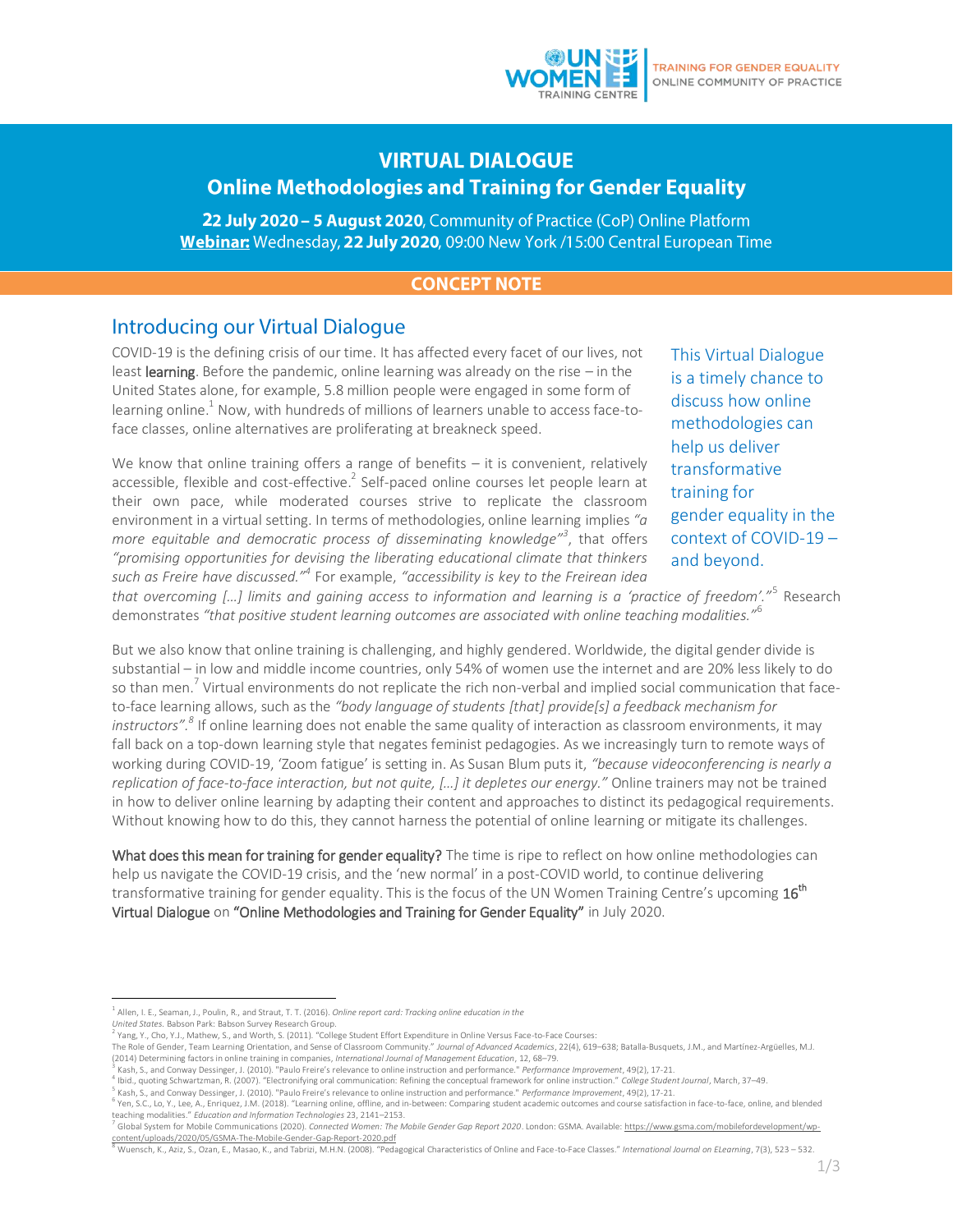TRAINING FOR GENDER EQUALITY
ONLINE COMMUNITY OF PRACTICE

# VIRTUAL DIALOGUE
## Online Methodologies and Training for Gender Equality

**22 July 2020 – 5 August 2020**, Community of Practice (CoP) Online Platform
**Webinar:** Wednesday, **22 July 2020**, 09:00 New York /15:00 Central European Time

**CONCEPT NOTE**

## Introducing our Virtual Dialogue

COVID-19 is the defining crisis of our time. It has affected every facet of our lives, not least **learning**. Before the pandemic, online learning was already on the rise – in the United States alone, for example, 5.8 million people were engaged in some form of learning online.[1] Now, with hundreds of millions of learners unable to access face-to-face classes, online alternatives are proliferating at breakneck speed.

This Virtual Dialogue is a timely chance to discuss how online methodologies can help us deliver transformative training for gender equality in the context of COVID-19 – and beyond.

We know that online training offers a range of benefits – it is convenient, relatively accessible, flexible and cost-effective.[2] Self-paced online courses let people learn at their own pace, while moderated courses strive to replicate the classroom environment in a virtual setting. In terms of methodologies, online learning implies *"a more equitable and democratic process of disseminating knowledge"*[3], that offers *"promising opportunities for devising the liberating educational climate that thinkers such as Freire have discussed."*[4] For example, *"accessibility is key to the Freirean idea that overcoming […] limits and gaining access to information and learning is a 'practice of freedom'."*[5] Research demonstrates *"that positive student learning outcomes are associated with online teaching modalities."*[6]

But we also know that online training is challenging, and highly gendered. Worldwide, the digital gender divide is substantial – in low and middle income countries, only 54% of women use the internet and are 20% less likely to do so than men.[7] Virtual environments do not replicate the rich non-verbal and implied social communication that face-to-face learning allows, such as the *"body language of students [that] provide[s] a feedback mechanism for instructors".*[8] If online learning does not enable the same quality of interaction as classroom environments, it may fall back on a top-down learning style that negates feminist pedagogies. As we increasingly turn to remote ways of working during COVID-19, 'Zoom fatigue' is setting in. As Susan Blum puts it, *"because videoconferencing is nearly a replication of face-to-face interaction, but not quite, […] it depletes our energy."* Online trainers may not be trained in how to deliver online learning by adapting their content and approaches to distinct its pedagogical requirements. Without knowing how to do this, they cannot harness the potential of online learning or mitigate its challenges.

**What does this mean for training for gender equality?** The time is ripe to reflect on how online methodologies can help us navigate the COVID-19 crisis, and the 'new normal' in a post-COVID world, to continue delivering transformative training for gender equality. This is the focus of the UN Women Training Centre's upcoming **16th Virtual Dialogue** on **"Online Methodologies and Training for Gender Equality"** in July 2020.

---

[1] Allen, I. E., Seaman, J., Poulin, R., and Straut, T. T. (2016). *Online report card: Tracking online education in the United States.* Babson Park: Babson Survey Research Group.

[2] Yang, Y., Cho, Y.J., Mathew, S., and Worth, S. (2011). "College Student Effort Expenditure in Online Versus Face-to-Face Courses: The Role of Gender, Team Learning Orientation, and Sense of Classroom Community." *Journal of Advanced Academics*, 22(4), 619–638; Batalla-Busquets, J.M., and Martínez-Argüelles, M.J. (2014) Determining factors in online training in companies, *International Journal of Management Education*, 12, 68–79.

[3] Kash, S., and Conway Dessinger, J. (2010). "Paulo Freire's relevance to online instruction and performance." *Performance Improvement*, 49(2), 17-21.

[4] Ibid., quoting Schwartzman, R. (2007). "Electronifying oral communication: Refining the conceptual framework for online instruction." *College Student Journal*, March, 37–49.

[5] Kash, S., and Conway Dessinger, J. (2010). "Paulo Freire's relevance to online instruction and performance." *Performance Improvement*, 49(2), 17-21.

[6] Yen, S.C., Lo, Y., Lee, A., Enriquez, J.M. (2018). "Learning online, offline, and in-between: Comparing student academic outcomes and course satisfaction in face-to-face, online, and blended teaching modalities." *Education and Information Technologies* 23, 2141–2153.

[7] Global System for Mobile Communications (2020). *Connected Women: The Mobile Gender Gap Report 2020*. London: GSMA. Available: https://www.gsma.com/mobilefordevelopment/wp-content/uploads/2020/05/GSMA-The-Mobile-Gender-Gap-Report-2020.pdf

[8] Wuensch, K., Aziz, S., Ozan, E., Masao, K., and Tabrizi, M.H.N. (2008). "Pedagogical Characteristics of Online and Face-to-Face Classes." *International Journal on ELearning*, 7(3), 523 – 532.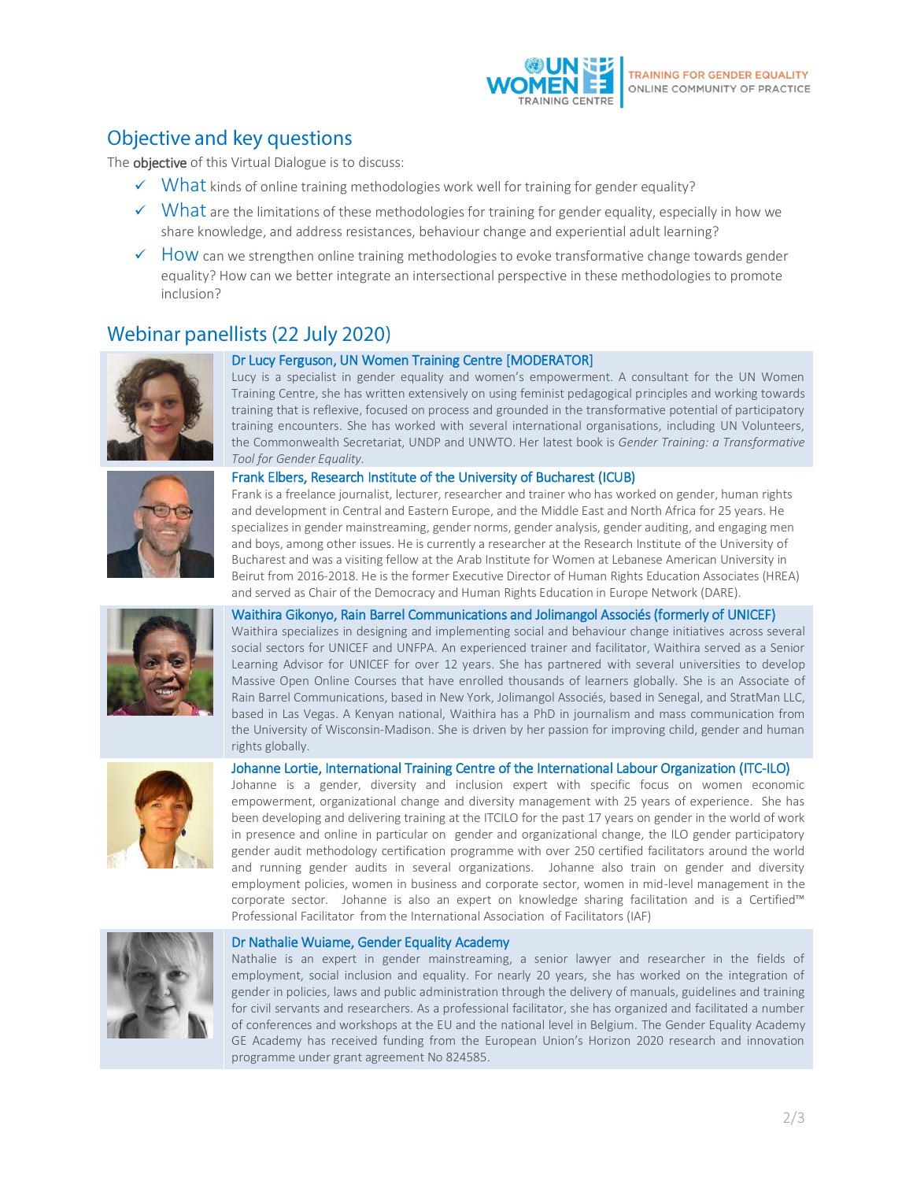## Objective and key questions

The **objective** of this Virtual Dialogue is to discuss:

- ✓ What kinds of online training methodologies work well for training for gender equality?
- ✓ What are the limitations of these methodologies for training for gender equality, especially in how we share knowledge, and address resistances, behaviour change and experiential adult learning?
- ✓ How can we strengthen online training methodologies to evoke transformative change towards gender equality? How can we better integrate an intersectional perspective in these methodologies to promote inclusion?

## Webinar panellists (22 July 2020)

### Dr Lucy Ferguson, UN Women Training Centre [MODERATOR]

Lucy is a specialist in gender equality and women's empowerment. A consultant for the UN Women Training Centre, she has written extensively on using feminist pedagogical principles and working towards training that is reflexive, focused on process and grounded in the transformative potential of participatory training encounters. She has worked with several international organisations, including UN Volunteers, the Commonwealth Secretariat, UNDP and UNWTO. Her latest book is *Gender Training: a Transformative Tool for Gender Equality*.

### Frank Elbers, Research Institute of the University of Bucharest (ICUB)

Frank is a freelance journalist, lecturer, researcher and trainer who has worked on gender, human rights and development in Central and Eastern Europe, and the Middle East and North Africa for 25 years. He specializes in gender mainstreaming, gender norms, gender analysis, gender auditing, and engaging men and boys, among other issues. He is currently a researcher at the Research Institute of the University of Bucharest and was a visiting fellow at the Arab Institute for Women at Lebanese American University in Beirut from 2016-2018. He is the former Executive Director of Human Rights Education Associates (HREA) and served as Chair of the Democracy and Human Rights Education in Europe Network (DARE).

### Waithira Gikonyo, Rain Barrel Communications and Jolimangol Associés (formerly of UNICEF)

Waithira specializes in designing and implementing social and behaviour change initiatives across several social sectors for UNICEF and UNFPA. An experienced trainer and facilitator, Waithira served as a Senior Learning Advisor for UNICEF for over 12 years. She has partnered with several universities to develop Massive Open Online Courses that have enrolled thousands of learners globally. She is an Associate of Rain Barrel Communications, based in New York, Jolimangol Associés, based in Senegal, and StratMan LLC, based in Las Vegas. A Kenyan national, Waithira has a PhD in journalism and mass communication from the University of Wisconsin-Madison. She is driven by her passion for improving child, gender and human rights globally.

### Johanne Lortie, International Training Centre of the International Labour Organization (ITC-ILO)

Johanne is a gender, diversity and inclusion expert with specific focus on women economic empowerment, organizational change and diversity management with 25 years of experience. She has been developing and delivering training at the ITCILO for the past 17 years on gender in the world of work in presence and online in particular on gender and organizational change, the ILO gender participatory gender audit methodology certification programme with over 250 certified facilitators around the world and running gender audits in several organizations. Johanne also train on gender and diversity employment policies, women in business and corporate sector, women in mid-level management in the corporate sector. Johanne is also an expert on knowledge sharing facilitation and is a Certified™ Professional Facilitator from the International Association of Facilitators (IAF)

### Dr Nathalie Wuiame, Gender Equality Academy

Nathalie is an expert in gender mainstreaming, a senior lawyer and researcher in the fields of employment, social inclusion and equality. For nearly 20 years, she has worked on the integration of gender in policies, laws and public administration through the delivery of manuals, guidelines and training for civil servants and researchers. As a professional facilitator, she has organized and facilitated a number of conferences and workshops at the EU and the national level in Belgium. The Gender Equality Academy GE Academy has received funding from the European Union's Horizon 2020 research and innovation programme under grant agreement No 824585.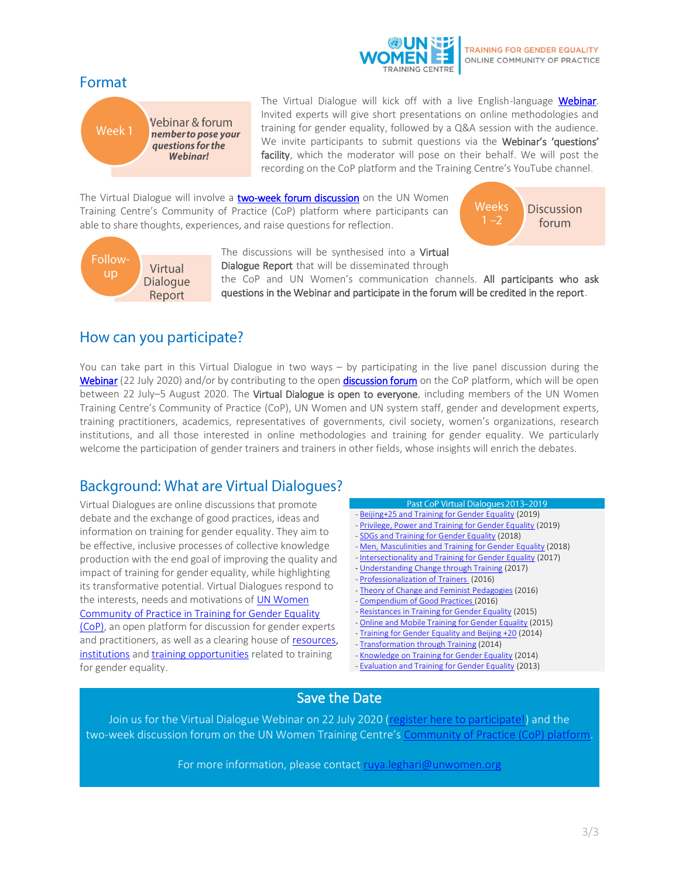## Format

Week 1

Webinar & forum
*member to pose your questions for the Webinar!*

The Virtual Dialogue will kick off with a live English-language Webinar. Invited experts will give short presentations on online methodologies and training for gender equality, followed by a Q&A session with the audience. We invite participants to submit questions via the **Webinar's 'questions' facility**, which the moderator will pose on their behalf. We will post the recording on the CoP platform and the Training Centre's YouTube channel.

Weeks 1 –2

Discussion forum

The Virtual Dialogue will involve a **two-week forum discussion** on the UN Women Training Centre's Community of Practice (CoP) platform where participants can able to share thoughts, experiences, and raise questions for reflection.

Follow-up

Virtual Dialogue Report

The discussions will be synthesised into a **Virtual Dialogue Report** that will be disseminated through the CoP and UN Women's communication channels. **All participants who ask questions in the Webinar and participate in the forum will be credited in the report**.

## How can you participate?

You can take part in this Virtual Dialogue in two ways – by participating in the live panel discussion during the **Webinar** (22 July 2020) and/or by contributing to the open **discussion forum** on the CoP platform, which will be open between 22 July–5 August 2020. The **Virtual Dialogue is open to everyone**, including members of the UN Women Training Centre's Community of Practice (CoP), UN Women and UN system staff, gender and development experts, training practitioners, academics, representatives of governments, civil society, women's organizations, research institutions, and all those interested in online methodologies and training for gender equality. We particularly welcome the participation of gender trainers and trainers in other fields, whose insights will enrich the debates.

## Background: What are Virtual Dialogues?

Virtual Dialogues are online discussions that promote debate and the exchange of good practices, ideas and information on training for gender equality. They aim to be effective, inclusive processes of collective knowledge production with the end goal of improving the quality and impact of training for gender equality, while highlighting its transformative potential. Virtual Dialogues respond to the interests, needs and motivations of UN Women Community of Practice in Training for Gender Equality (CoP), an open platform for discussion for gender experts and practitioners, as well as a clearing house of resources, institutions and training opportunities related to training for gender equality.

**Past CoP Virtual Dialogues 2013–2019**

- Beijing+25 and Training for Gender Equality (2019)
- Privilege, Power and Training for Gender Equality (2019)
- SDGs and Training for Gender Equality (2018)
- Men, Masculinities and Training for Gender Equality (2018)
- Intersectionality and Training for Gender Equality (2017)
- Understanding Change through Training (2017)
- Professionalization of Trainers (2016)
- Theory of Change and Feminist Pedagogies (2016)
- Compendium of Good Practices (2016)
- Resistances in Training for Gender Equality (2015)
- Online and Mobile Training for Gender Equality (2015)
- Training for Gender Equality and Beijing +20 (2014)
- Transformation through Training (2014)
- Knowledge on Training for Gender Equality (2014)
- Evaluation and Training for Gender Equality (2013)

## Save the Date

Join us for the Virtual Dialogue Webinar on 22 July 2020 (register here to participate!) and the two-week discussion forum on the UN Women Training Centre's Community of Practice (CoP) platform.

For more information, please contact ruya.leghari@unwomen.org